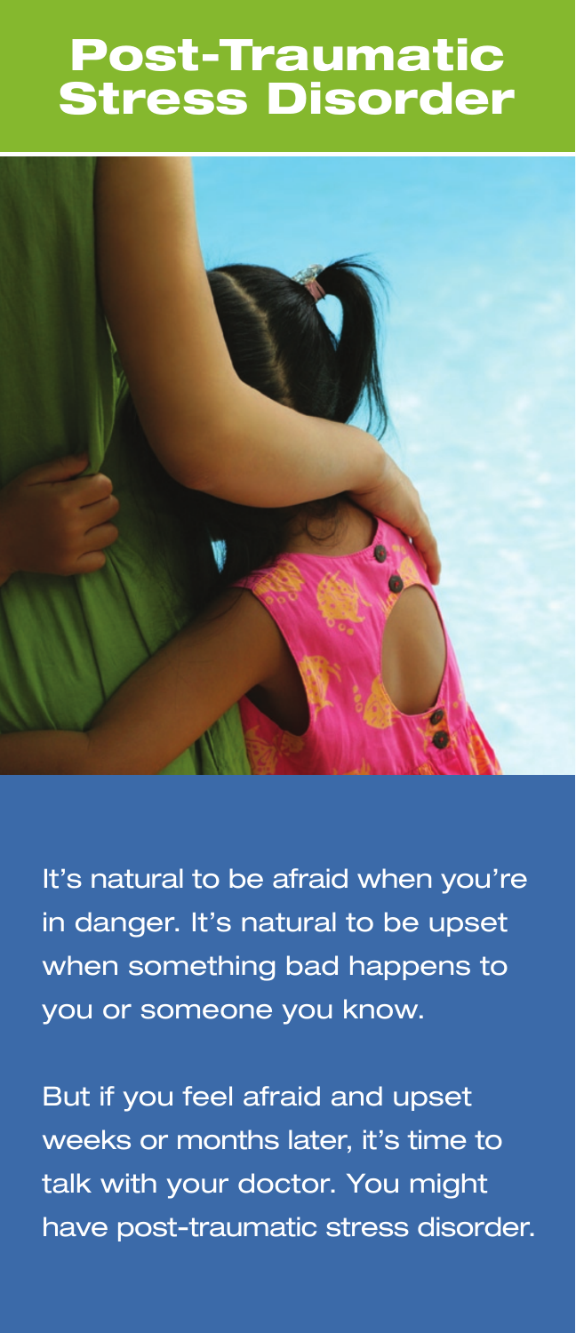# Post-Traumatic Stress Disorder

It's natural to be afraid when you're in danger. It's natural to be upset when something bad happens to you or someone you know.

But if you feel afraid and upset weeks or months later, it's time to talk with your doctor. You might have post-traumatic stress disorder.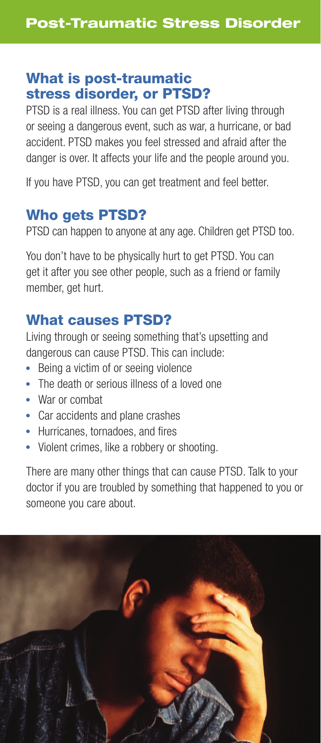# Post-Traumatic Stress Disorder

## What is post-traumatic stress disorder, or PTSD?

PTSD is a real illness. You can get PTSD after living through or seeing a dangerous event, such as war, a hurricane, or bad accident. PTSD makes you feel stressed and afraid after the danger is over. It affects your life and the people around you.

If you have PTSD, you can get treatment and feel better.

## Who gets PTSD?

PTSD can happen to anyone at any age. Children get PTSD too.

You don't have to be physically hurt to get PTSD. You can get it after you see other people, such as a friend or family member, get hurt.

## What causes PTSD?

Living through or seeing something that's upsetting and dangerous can cause PTSD. This can include:

- Being a victim of or seeing violence
- The death or serious illness of a loved one
- War or combat
- Car accidents and plane crashes
- Hurricanes, tornadoes, and fires
- Violent crimes, like a robbery or shooting.

There are many other things that can cause PTSD. Talk to your doctor if you are troubled by something that happened to you or someone you care about.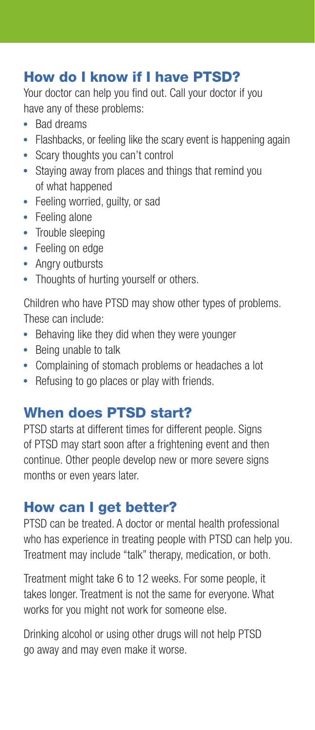## How do I know if I have PTSD?

Your doctor can help you find out. Call your doctor if you have any of these problems:

- Bad dreams
- Flashbacks, or feeling like the scary event is happening again
- Scary thoughts you can't control
- Staying away from places and things that remind you of what happened
- Feeling worried, guilty, or sad
- Feeling alone
- Trouble sleeping
- Feeling on edge
- Angry outbursts
- Thoughts of hurting yourself or others.

Children who have PTSD may show other types of problems. These can include:

- Behaving like they did when they were younger
- Being unable to talk
- Complaining of stomach problems or headaches a lot
- Refusing to go places or play with friends.

## When does PTSD start?

PTSD starts at different times for different people. Signs of PTSD may start soon after a frightening event and then continue. Other people develop new or more severe signs months or even years later.

## How can I get better?

PTSD can be treated. A doctor or mental health professional who has experience in treating people with PTSD can help you. Treatment may include "talk" therapy, medication, or both.

Treatment might take 6 to 12 weeks. For some people, it takes longer. Treatment is not the same for everyone. What works for you might not work for someone else.

Drinking alcohol or using other drugs will not help PTSD go away and may even make it worse.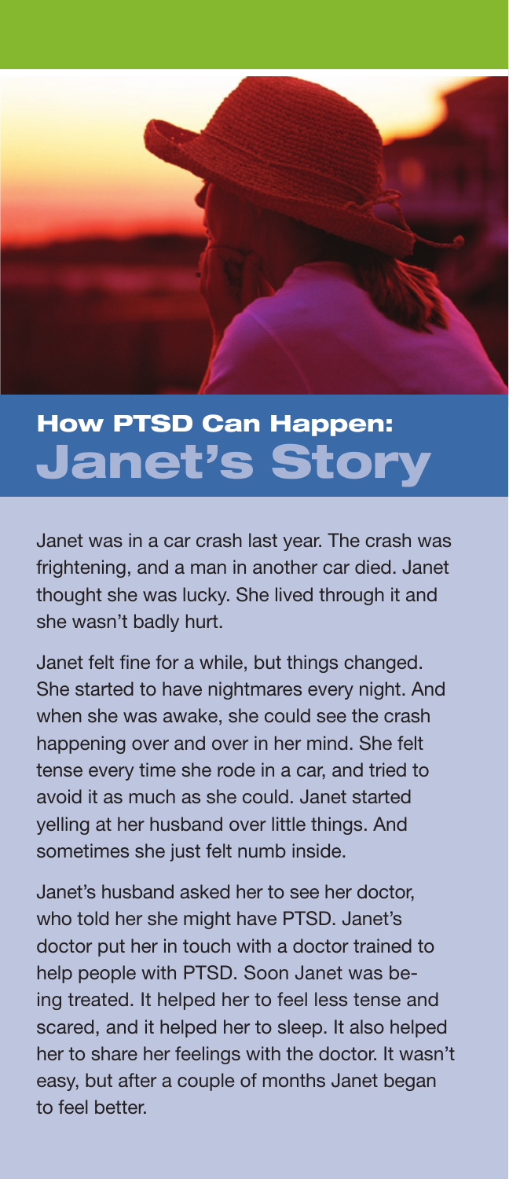## How PTSD Can Happen: Janet's Story

Janet was in a car crash last year. The crash was frightening, and a man in another car died. Janet thought she was lucky. She lived through it and she wasn't badly hurt.

Janet felt fine for a while, but things changed. She started to have nightmares every night. And when she was awake, she could see the crash happening over and over in her mind. She felt tense every time she rode in a car, and tried to avoid it as much as she could. Janet started yelling at her husband over little things. And sometimes she just felt numb inside.

Janet's husband asked her to see her doctor, who told her she might have PTSD. Janet's doctor put her in touch with a doctor trained to help people with PTSD. Soon Janet was being treated. It helped her to feel less tense and scared, and it helped her to sleep. It also helped her to share her feelings with the doctor. It wasn't easy, but after a couple of months Janet began to feel better.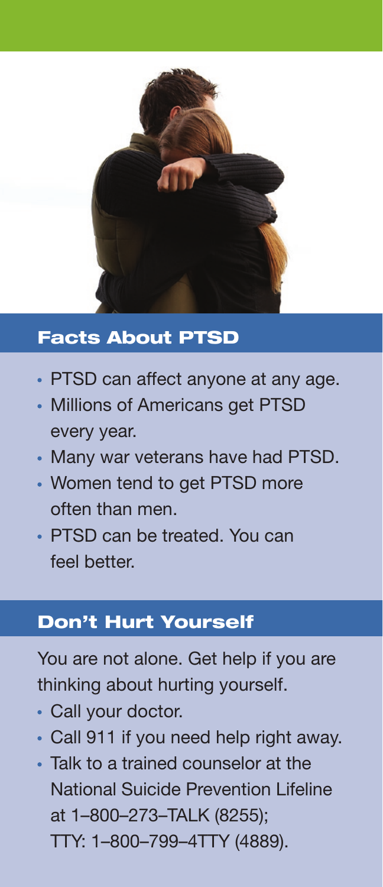## Facts About PTSD

- PTSD can affect anyone at any age.
- Millions of Americans get PTSD every year.
- Many war veterans have had PTSD.
- Women tend to get PTSD more often than men.
- PTSD can be treated. You can feel better.

## Don't Hurt Yourself

You are not alone. Get help if you are thinking about hurting yourself.

- Call your doctor.
- Call 911 if you need help right away.
- Talk to a trained counselor at the National Suicide Prevention Lifeline at 1–800–273–TALK (8255); TTY: 1–800–799–4TTY (4889).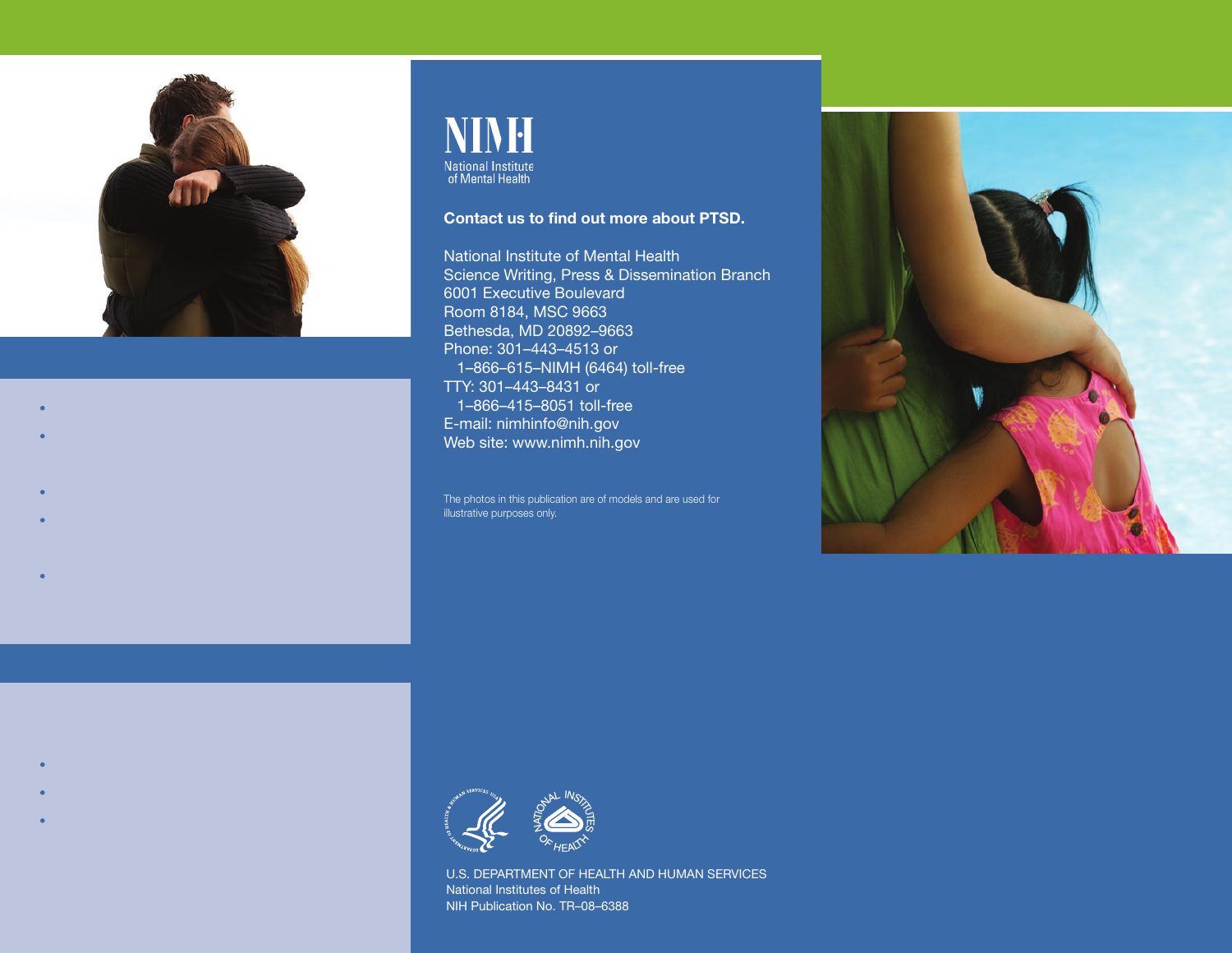NIMH

National Institute of Mental Health

**Contact us to find out more about PTSD.**

National Institute of Mental Health
Science Writing, Press & Dissemination Branch
6001 Executive Boulevard
Room 8184, MSC 9663
Bethesda, MD 20892–9663
Phone: 301–443–4513 or
1–866–615–NIMH (6464) toll-free
TTY: 301–443–8431 or
1–866–415–8051 toll-free
E-mail: nimhinfo@nih.gov
Web site: www.nimh.nih.gov

The photos in this publication are of models and are used for illustrative purposes only.

U.S. DEPARTMENT OF HEALTH AND HUMAN SERVICES
National Institutes of Health
NIH Publication No. TR–08–6388